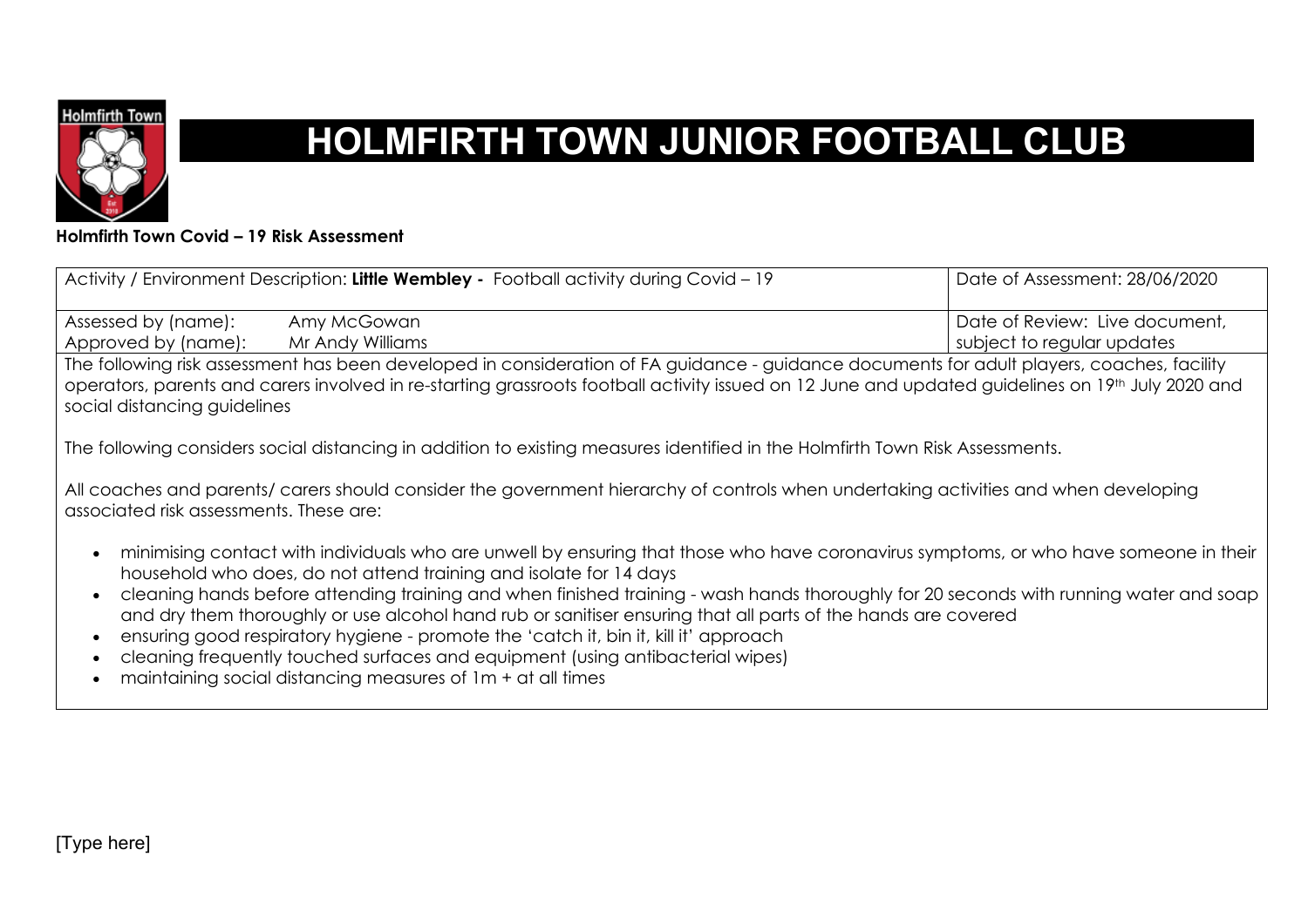# HOLMFIRTH TOWN JUNIOR FOOTBALL CLUB

**Holmfirth Town Covid – 19 Risk Assessment**

| | |
|---|---|
| Activity / Environment Description: **Little Wembley -** Football activity during Covid – 19 | Date of Assessment: 28/06/2020 |
| Assessed by (name): Amy McGowan<br>Approved by (name): Mr Andy Williams | Date of Review: Live document, subject to regular updates |

The following risk assessment has been developed in consideration of FA guidance - guidance documents for adult players, coaches, facility operators, parents and carers involved in re-starting grassroots football activity issued on 12 June and updated guidelines on 19th July 2020 and social distancing guidelines

The following considers social distancing in addition to existing measures identified in the Holmfirth Town Risk Assessments.

All coaches and parents/ carers should consider the government hierarchy of controls when undertaking activities and when developing associated risk assessments. These are:

- minimising contact with individuals who are unwell by ensuring that those who have coronavirus symptoms, or who have someone in their household who does, do not attend training and isolate for 14 days
- cleaning hands before attending training and when finished training - wash hands thoroughly for 20 seconds with running water and soap and dry them thoroughly or use alcohol hand rub or sanitiser ensuring that all parts of the hands are covered
- ensuring good respiratory hygiene - promote the 'catch it, bin it, kill it' approach
- cleaning frequently touched surfaces and equipment (using antibacterial wipes)
- maintaining social distancing measures of 1m + at all times

[Type here]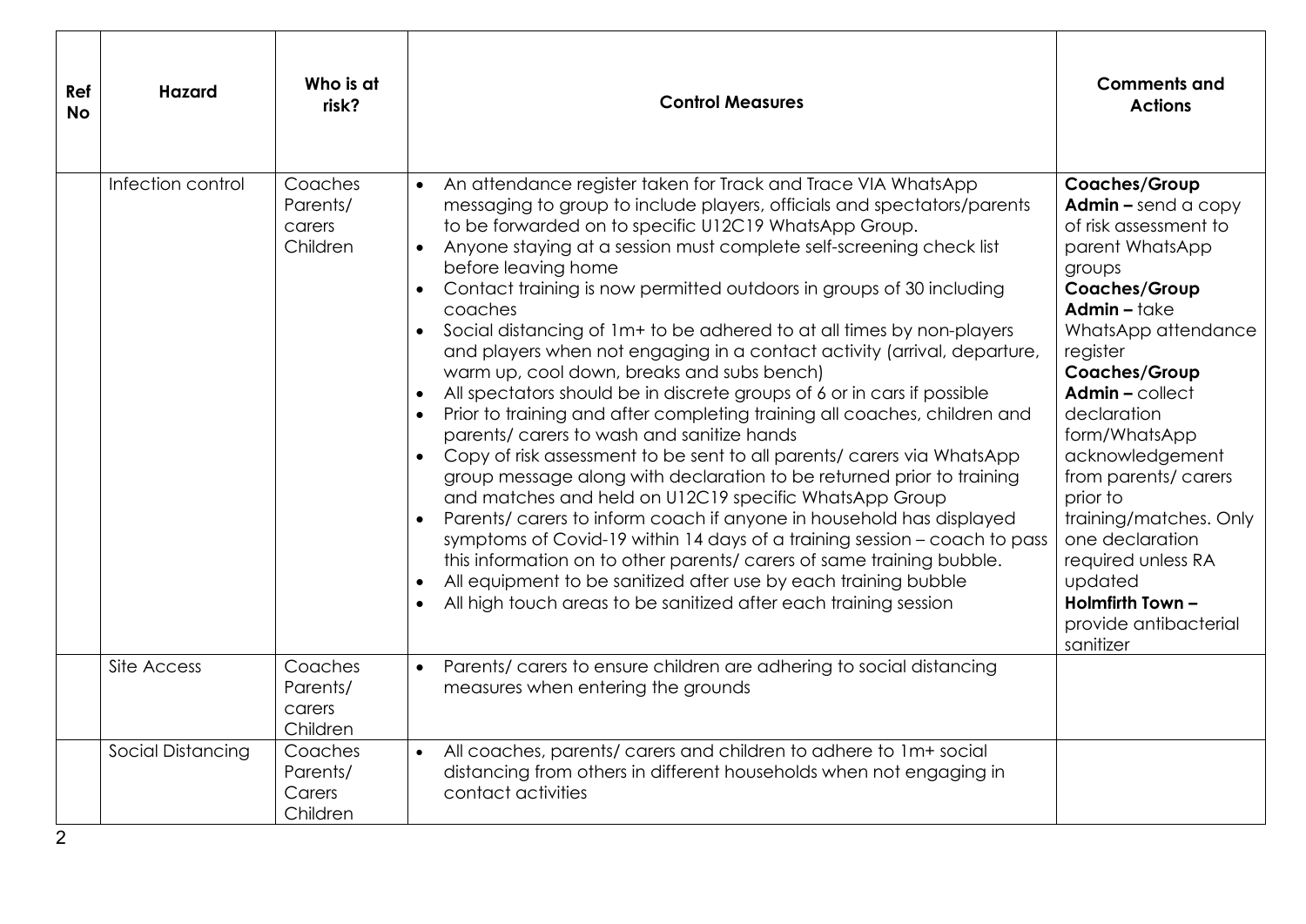| Ref No | Hazard | Who is at risk? | Control Measures | Comments and Actions |
|---|---|---|---|---|
| | Infection control | Coaches Parents/ carers Children | • An attendance register taken for Track and Trace VIA WhatsApp messaging to group to include players, officials and spectators/parents to be forwarded on to specific U12C19 WhatsApp Group.<br>• Anyone staying at a session must complete self-screening check list before leaving home<br>• Contact training is now permitted outdoors in groups of 30 including coaches<br>• Social distancing of 1m+ to be adhered to at all times by non-players and players when not engaging in a contact activity (arrival, departure, warm up, cool down, breaks and subs bench)<br>• All spectators should be in discrete groups of 6 or in cars if possible<br>• Prior to training and after completing training all coaches, children and parents/ carers to wash and sanitize hands<br>• Copy of risk assessment to be sent to all parents/ carers via WhatsApp group message along with declaration to be returned prior to training and matches and held on U12C19 specific WhatsApp Group<br>• Parents/ carers to inform coach if anyone in household has displayed symptoms of Covid-19 within 14 days of a training session – coach to pass this information on to other parents/ carers of same training bubble.<br>• All equipment to be sanitized after use by each training bubble<br>• All high touch areas to be sanitized after each training session | **Coaches/Group Admin –** send a copy of risk assessment to parent WhatsApp groups<br>**Coaches/Group Admin –** take WhatsApp attendance register<br>**Coaches/Group Admin –** collect declaration form/WhatsApp acknowledgement from parents/ carers prior to training/matches. Only one declaration required unless RA updated<br>**Holmfirth Town –** provide antibacterial sanitizer |
| | Site Access | Coaches Parents/ carers Children | • Parents/ carers to ensure children are adhering to social distancing measures when entering the grounds | |
| | Social Distancing | Coaches Parents/ Carers Children | • All coaches, parents/ carers and children to adhere to 1m+ social distancing from others in different households when not engaging in contact activities | |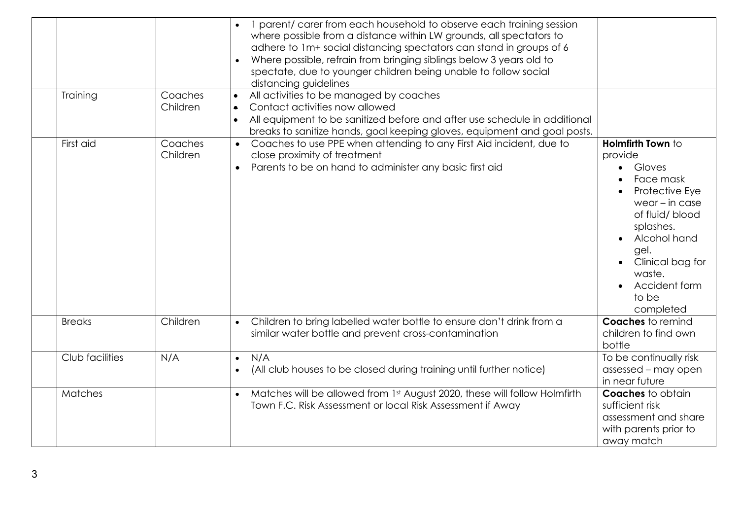| | | | | |
|---|---|---|---|---|
| | | | • 1 parent/ carer from each household to observe each training session where possible from a distance within LW grounds, all spectators to adhere to 1m+ social distancing spectators can stand in groups of 6<br>• Where possible, refrain from bringing siblings below 3 years old to spectate, due to younger children being unable to follow social distancing guidelines | |
| | Training | Coaches<br>Children | • All activities to be managed by coaches<br>• Contact activities now allowed<br>• All equipment to be sanitized before and after use schedule in additional breaks to sanitize hands, goal keeping gloves, equipment and goal posts. | |
| | First aid | Coaches<br>Children | • Coaches to use PPE when attending to any First Aid incident, due to close proximity of treatment<br>• Parents to be on hand to administer any basic first aid | **Holmfirth Town** to provide<br>• Gloves<br>• Face mask<br>• Protective Eye wear – in case of fluid/ blood splashes.<br>• Alcohol hand gel.<br>• Clinical bag for waste.<br>• Accident form to be completed |
| | Breaks | Children | • Children to bring labelled water bottle to ensure don't drink from a similar water bottle and prevent cross-contamination | **Coaches** to remind children to find own bottle |
| | Club facilities | N/A | • N/A<br>• (All club houses to be closed during training until further notice) | To be continually risk assessed – may open in near future |
| | Matches | | • Matches will be allowed from 1st August 2020, these will follow Holmfirth Town F.C. Risk Assessment or local Risk Assessment if Away | **Coaches** to obtain sufficient risk assessment and share with parents prior to away match |